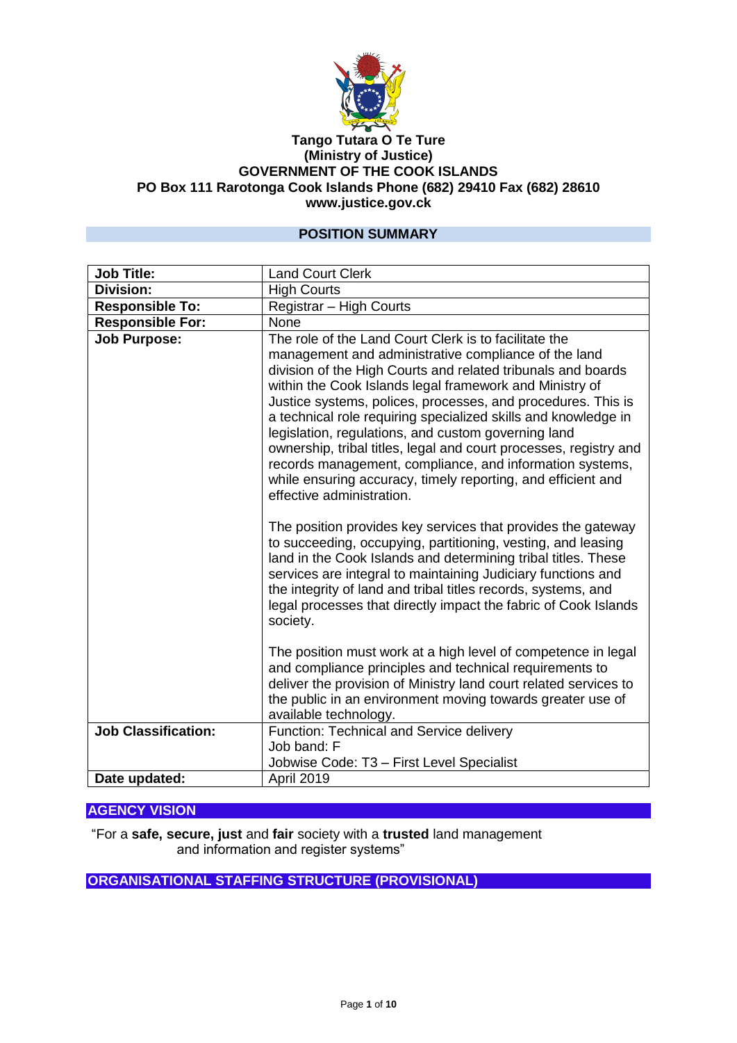**Tango Tutara O Te Ture**
**(Ministry of Justice)**
**GOVERNMENT OF THE COOK ISLANDS**
**PO Box 111 Rarotonga Cook Islands Phone (682) 29410 Fax (682) 28610**
**www.justice.gov.ck**

## POSITION SUMMARY

| | |
|---|---|
| **Job Title:** | Land Court Clerk |
| **Division:** | High Courts |
| **Responsible To:** | Registrar – High Courts |
| **Responsible For:** | None |
| **Job Purpose:** | The role of the Land Court Clerk is to facilitate the management and administrative compliance of the land division of the High Courts and related tribunals and boards within the Cook Islands legal framework and Ministry of Justice systems, polices, processes, and procedures. This is a technical role requiring specialized skills and knowledge in legislation, regulations, and custom governing land ownership, tribal titles, legal and court processes, registry and records management, compliance, and information systems, while ensuring accuracy, timely reporting, and efficient and effective administration.<br><br>The position provides key services that provides the gateway to succeeding, occupying, partitioning, vesting, and leasing land in the Cook Islands and determining tribal titles. These services are integral to maintaining Judiciary functions and the integrity of land and tribal titles records, systems, and legal processes that directly impact the fabric of Cook Islands society.<br><br>The position must work at a high level of competence in legal and compliance principles and technical requirements to deliver the provision of Ministry land court related services to the public in an environment moving towards greater use of available technology. |
| **Job Classification:** | Function: Technical and Service delivery<br>Job band: F<br>Jobwise Code: T3 – First Level Specialist |
| **Date updated:** | April 2019 |

## AGENCY VISION

"For a **safe, secure, just** and **fair** society with a **trusted** land management and information and register systems"

## ORGANISATIONAL STAFFING STRUCTURE (PROVISIONAL)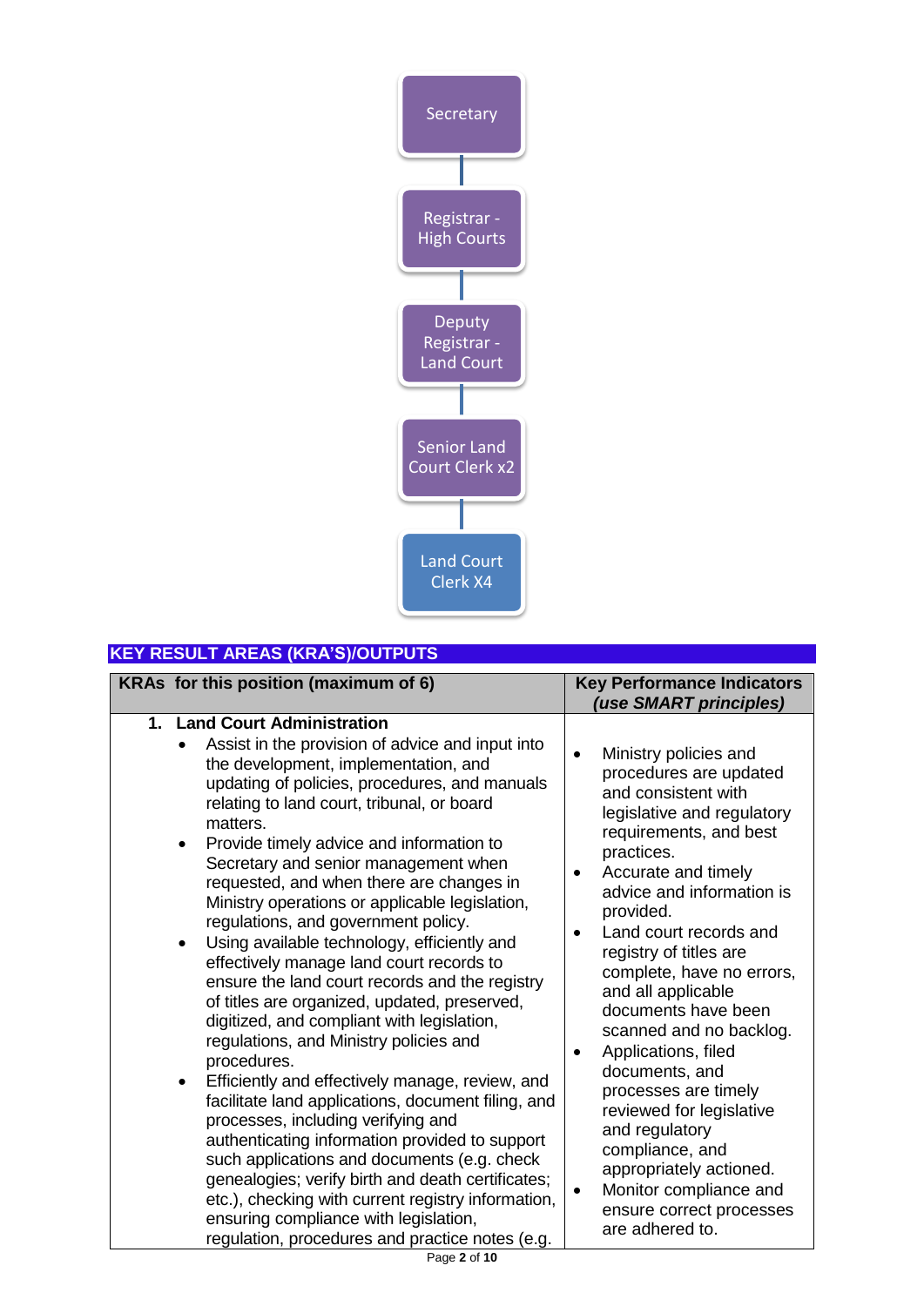Secretary

Registrar - High Courts

Deputy Registrar - Land Court

Senior Land Court Clerk x2

Land Court Clerk X4

## KEY RESULT AREAS (KRA'S)/OUTPUTS

| KRAs for this position (maximum of 6) | Key Performance Indicators *(use SMART principles)* |
|---|---|
| **1. Land Court Administration**<br>• Assist in the provision of advice and input into the development, implementation, and updating of policies, procedures, and manuals relating to land court, tribunal, or board matters.<br>• Provide timely advice and information to Secretary and senior management when requested, and when there are changes in Ministry operations or applicable legislation, regulations, and government policy.<br>• Using available technology, efficiently and effectively manage land court records to ensure the land court records and the registry of titles are organized, updated, preserved, digitized, and compliant with legislation, regulations, and Ministry policies and procedures.<br>• Efficiently and effectively manage, review, and facilitate land applications, document filing, and processes, including verifying and authenticating information provided to support such applications and documents (e.g. check genealogies; verify birth and death certificates; etc.), checking with current registry information, ensuring compliance with legislation, regulation, procedures and practice notes (e.g. | • Ministry policies and procedures are updated and consistent with legislative and regulatory requirements, and best practices.<br>• Accurate and timely advice and information is provided.<br>• Land court records and registry of titles are complete, have no errors, and all applicable documents have been scanned and no backlog.<br>• Applications, filed documents, and processes are timely reviewed for legislative and regulatory compliance, and appropriately actioned.<br>• Monitor compliance and ensure correct processes are adhered to. |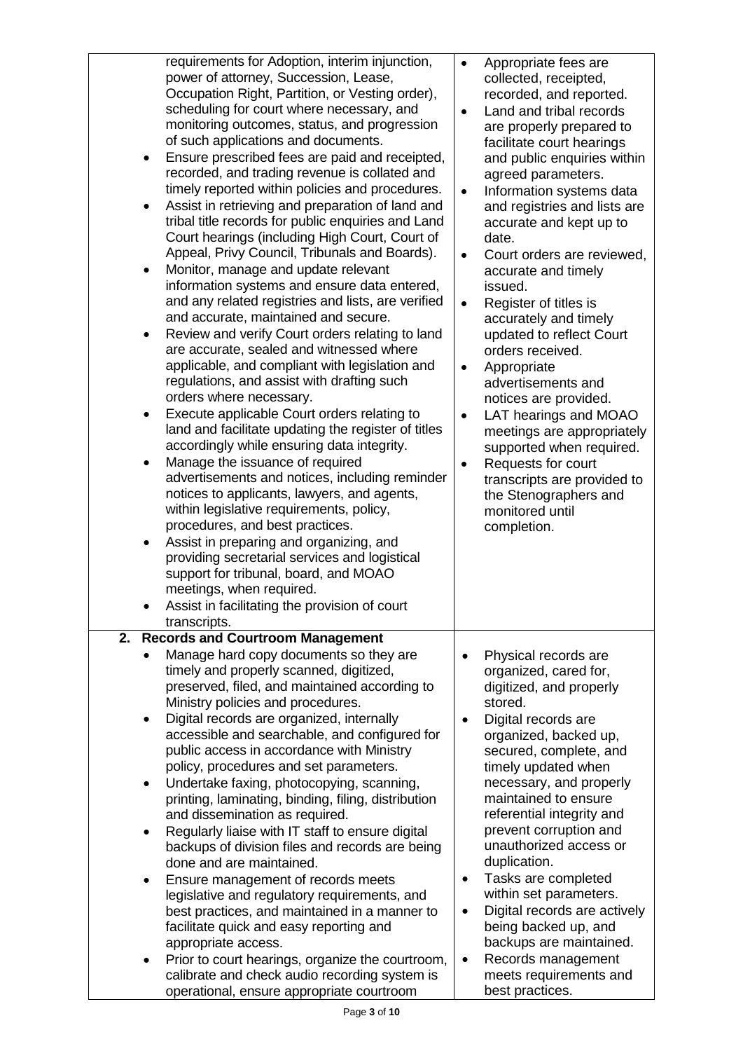| | |
|---|---|
| requirements for Adoption, interim injunction, power of attorney, Succession, Lease, Occupation Right, Partition, or Vesting order), scheduling for court where necessary, and monitoring outcomes, status, and progression of such applications and documents.<br>• Ensure prescribed fees are paid and receipted, recorded, and trading revenue is collated and timely reported within policies and procedures.<br>• Assist in retrieving and preparation of land and tribal title records for public enquiries and Land Court hearings (including High Court, Court of Appeal, Privy Council, Tribunals and Boards).<br>• Monitor, manage and update relevant information systems and ensure data entered, and any related registries and lists, are verified and accurate, maintained and secure.<br>• Review and verify Court orders relating to land are accurate, sealed and witnessed where applicable, and compliant with legislation and regulations, and assist with drafting such orders where necessary.<br>• Execute applicable Court orders relating to land and facilitate updating the register of titles accordingly while ensuring data integrity.<br>• Manage the issuance of required advertisements and notices, including reminder notices to applicants, lawyers, and agents, within legislative requirements, policy, procedures, and best practices.<br>• Assist in preparing and organizing, and providing secretarial services and logistical support for tribunal, board, and MOAO meetings, when required.<br>• Assist in facilitating the provision of court transcripts. | • Appropriate fees are collected, receipted, recorded, and reported.<br>• Land and tribal records are properly prepared to facilitate court hearings and public enquiries within agreed parameters.<br>• Information systems data and registries and lists are accurate and kept up to date.<br>• Court orders are reviewed, accurate and timely issued.<br>• Register of titles is accurately and timely updated to reflect Court orders received.<br>• Appropriate advertisements and notices are provided.<br>• LAT hearings and MOAO meetings are appropriately supported when required.<br>• Requests for court transcripts are provided to the Stenographers and monitored until completion. |
| **2. Records and Courtroom Management**<br>• Manage hard copy documents so they are timely and properly scanned, digitized, preserved, filed, and maintained according to Ministry policies and procedures.<br>• Digital records are organized, internally accessible and searchable, and configured for public access in accordance with Ministry policy, procedures and set parameters.<br>• Undertake faxing, photocopying, scanning, printing, laminating, binding, filing, distribution and dissemination as required.<br>• Regularly liaise with IT staff to ensure digital backups of division files and records are being done and are maintained.<br>• Ensure management of records meets legislative and regulatory requirements, and best practices, and maintained in a manner to facilitate quick and easy reporting and appropriate access.<br>• Prior to court hearings, organize the courtroom, calibrate and check audio recording system is operational, ensure appropriate courtroom | • Physical records are organized, cared for, digitized, and properly stored.<br>• Digital records are organized, backed up, secured, complete, and timely updated when necessary, and properly maintained to ensure referential integrity and prevent corruption and unauthorized access or duplication.<br>• Tasks are completed within set parameters.<br>• Digital records are actively being backed up, and backups are maintained.<br>• Records management meets requirements and best practices. |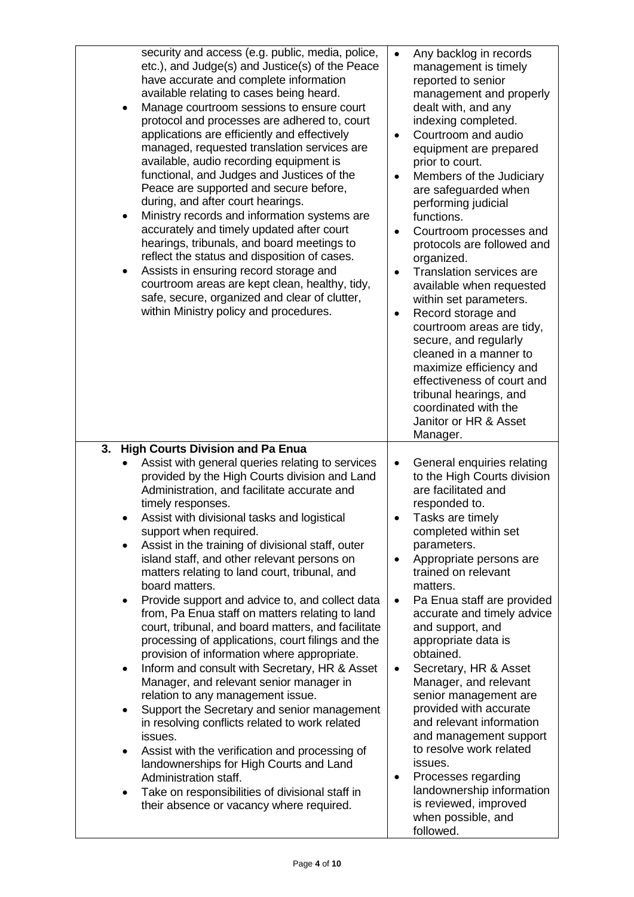| | |
|---|---|
| security and access (e.g. public, media, police, etc.), and Judge(s) and Justice(s) of the Peace have accurate and complete information available relating to cases being heard.<br>• Manage courtroom sessions to ensure court protocol and processes are adhered to, court applications are efficiently and effectively managed, requested translation services are available, audio recording equipment is functional, and Judges and Justices of the Peace are supported and secure before, during, and after court hearings.<br>• Ministry records and information systems are accurately and timely updated after court hearings, tribunals, and board meetings to reflect the status and disposition of cases.<br>• Assists in ensuring record storage and courtroom areas are kept clean, healthy, tidy, safe, secure, organized and clear of clutter, within Ministry policy and procedures. | • Any backlog in records management is timely reported to senior management and properly dealt with, and any indexing completed.<br>• Courtroom and audio equipment are prepared prior to court.<br>• Members of the Judiciary are safeguarded when performing judicial functions.<br>• Courtroom processes and protocols are followed and organized.<br>• Translation services are available when requested within set parameters.<br>• Record storage and courtroom areas are tidy, secure, and regularly cleaned in a manner to maximize efficiency and effectiveness of court and tribunal hearings, and coordinated with the Janitor or HR & Asset Manager. |
| **3. High Courts Division and Pa Enua**<br>• Assist with general queries relating to services provided by the High Courts division and Land Administration, and facilitate accurate and timely responses.<br>• Assist with divisional tasks and logistical support when required.<br>• Assist in the training of divisional staff, outer island staff, and other relevant persons on matters relating to land court, tribunal, and board matters.<br>• Provide support and advice to, and collect data from, Pa Enua staff on matters relating to land court, tribunal, and board matters, and facilitate processing of applications, court filings and the provision of information where appropriate.<br>• Inform and consult with Secretary, HR & Asset Manager, and relevant senior manager in relation to any management issue.<br>• Support the Secretary and senior management in resolving conflicts related to work related issues.<br>• Assist with the verification and processing of landownerships for High Courts and Land Administration staff.<br>• Take on responsibilities of divisional staff in their absence or vacancy where required. | • General enquiries relating to the High Courts division are facilitated and responded to.<br>• Tasks are timely completed within set parameters.<br>• Appropriate persons are trained on relevant matters.<br>• Pa Enua staff are provided accurate and timely advice and support, and appropriate data is obtained.<br>• Secretary, HR & Asset Manager, and relevant senior management are provided with accurate and relevant information and management support to resolve work related issues.<br>• Processes regarding landownership information is reviewed, improved when possible, and followed. |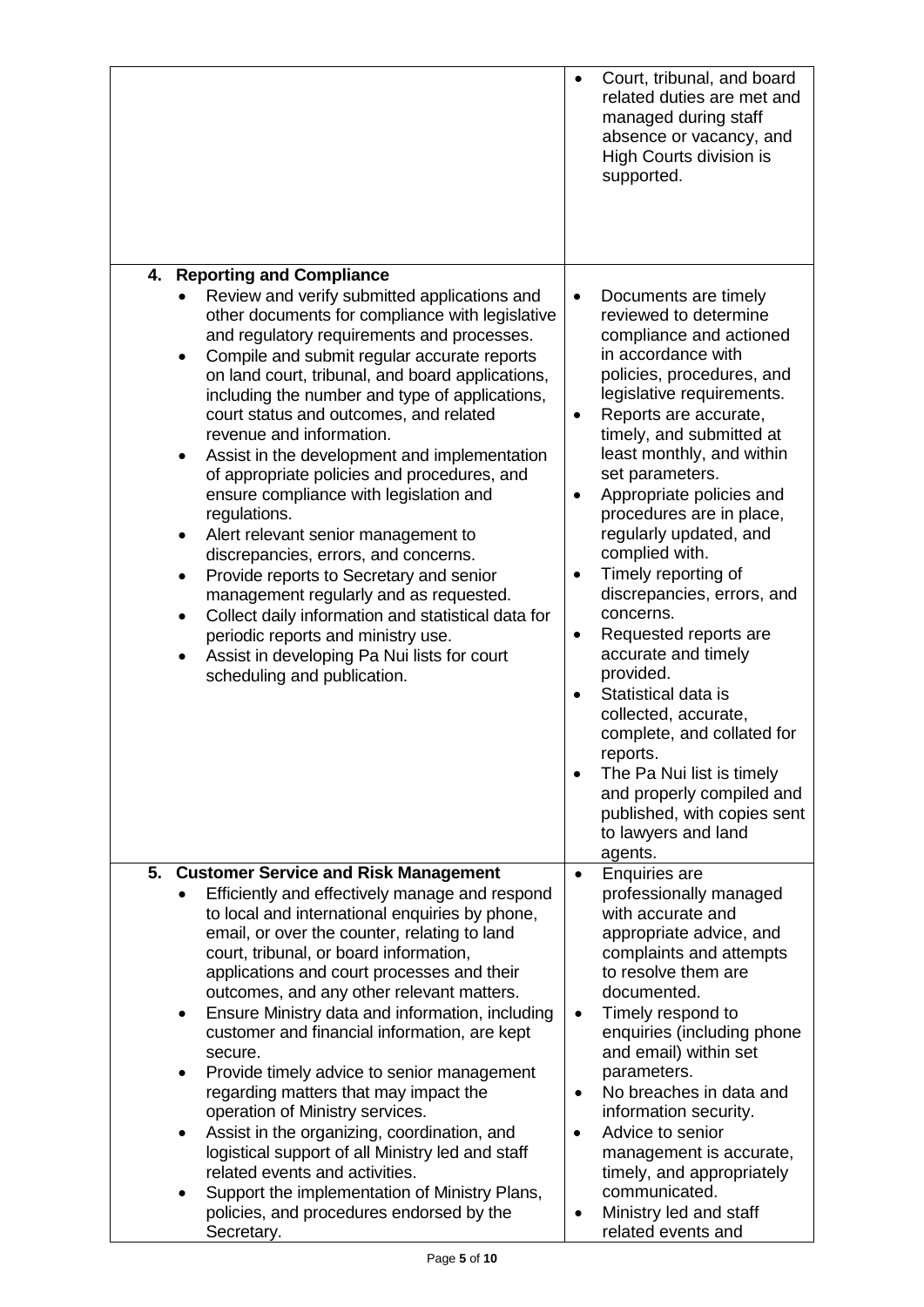| | |
|---|---|
| | • Court, tribunal, and board related duties are met and managed during staff absence or vacancy, and High Courts division is supported. |
| **4. Reporting and Compliance**<br>• Review and verify submitted applications and other documents for compliance with legislative and regulatory requirements and processes.<br>• Compile and submit regular accurate reports on land court, tribunal, and board applications, including the number and type of applications, court status and outcomes, and related revenue and information.<br>• Assist in the development and implementation of appropriate policies and procedures, and ensure compliance with legislation and regulations.<br>• Alert relevant senior management to discrepancies, errors, and concerns.<br>• Provide reports to Secretary and senior management regularly and as requested.<br>• Collect daily information and statistical data for periodic reports and ministry use.<br>• Assist in developing Pa Nui lists for court scheduling and publication. | • Documents are timely reviewed to determine compliance and actioned in accordance with policies, procedures, and legislative requirements.<br>• Reports are accurate, timely, and submitted at least monthly, and within set parameters.<br>• Appropriate policies and procedures are in place, regularly updated, and complied with.<br>• Timely reporting of discrepancies, errors, and concerns.<br>• Requested reports are accurate and timely provided.<br>• Statistical data is collected, accurate, complete, and collated for reports.<br>• The Pa Nui list is timely and properly compiled and published, with copies sent to lawyers and land agents. |
| **5. Customer Service and Risk Management**<br>• Efficiently and effectively manage and respond to local and international enquiries by phone, email, or over the counter, relating to land court, tribunal, or board information, applications and court processes and their outcomes, and any other relevant matters.<br>• Ensure Ministry data and information, including customer and financial information, are kept secure.<br>• Provide timely advice to senior management regarding matters that may impact the operation of Ministry services.<br>• Assist in the organizing, coordination, and logistical support of all Ministry led and staff related events and activities.<br>• Support the implementation of Ministry Plans, policies, and procedures endorsed by the Secretary. | • Enquiries are professionally managed with accurate and appropriate advice, and complaints and attempts to resolve them are documented.<br>• Timely respond to enquiries (including phone and email) within set parameters.<br>• No breaches in data and information security.<br>• Advice to senior management is accurate, timely, and appropriately communicated.<br>• Ministry led and staff related events and |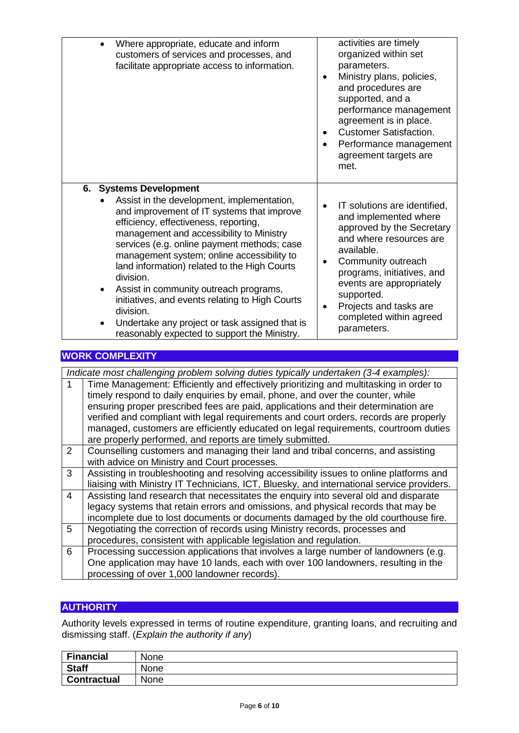| | |
|---|---|
| • Where appropriate, educate and inform customers of services and processes, and facilitate appropriate access to information. | activities are timely organized within set parameters.<br>• Ministry plans, policies, and procedures are supported, and a performance management agreement is in place.<br>• Customer Satisfaction.<br>• Performance management agreement targets are met. |
| **6. Systems Development**<br>• Assist in the development, implementation, and improvement of IT systems that improve efficiency, effectiveness, reporting, management and accessibility to Ministry services (e.g. online payment methods; case management system; online accessibility to land information) related to the High Courts division.<br>• Assist in community outreach programs, initiatives, and events relating to High Courts division.<br>• Undertake any project or task assigned that is reasonably expected to support the Ministry. | • IT solutions are identified, and implemented where approved by the Secretary and where resources are available.<br>• Community outreach programs, initiatives, and events are appropriately supported.<br>• Projects and tasks are completed within agreed parameters. |

## WORK COMPLEXITY

| *Indicate most challenging problem solving duties typically undertaken (3-4 examples):* | |
|---|---|
| 1 | Time Management: Efficiently and effectively prioritizing and multitasking in order to timely respond to daily enquiries by email, phone, and over the counter, while ensuring proper prescribed fees are paid, applications and their determination are verified and compliant with legal requirements and court orders, records are properly managed, customers are efficiently educated on legal requirements, courtroom duties are properly performed, and reports are timely submitted. |
| 2 | Counselling customers and managing their land and tribal concerns, and assisting with advice on Ministry and Court processes. |
| 3 | Assisting in troubleshooting and resolving accessibility issues to online platforms and liaising with Ministry IT Technicians, ICT, Bluesky, and international service providers. |
| 4 | Assisting land research that necessitates the enquiry into several old and disparate legacy systems that retain errors and omissions, and physical records that may be incomplete due to lost documents or documents damaged by the old courthouse fire. |
| 5 | Negotiating the correction of records using Ministry records, processes and procedures, consistent with applicable legislation and regulation. |
| 6 | Processing succession applications that involves a large number of landowners (e.g. One application may have 10 lands, each with over 100 landowners, resulting in the processing of over 1,000 landowner records). |

## AUTHORITY

Authority levels expressed in terms of routine expenditure, granting loans, and recruiting and dismissing staff. (*Explain the authority if any*)

| | |
|---|---|
| **Financial** | None |
| **Staff** | None |
| **Contractual** | None |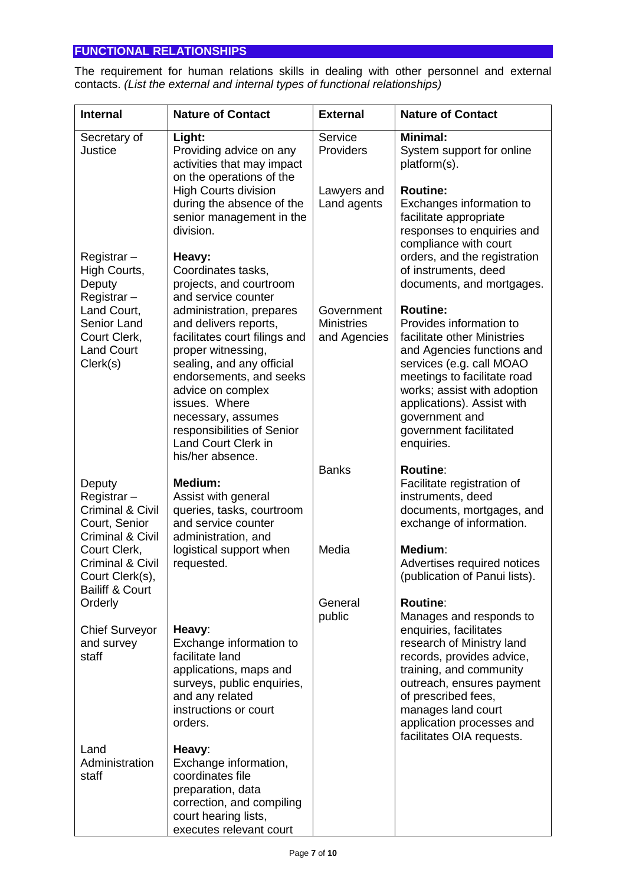## FUNCTIONAL RELATIONSHIPS

The requirement for human relations skills in dealing with other personnel and external contacts. *(List the external and internal types of functional relationships)*

| Internal | Nature of Contact | External | Nature of Contact |
|---|---|---|---|
| Secretary of Justice | **Light:** Providing advice on any activities that may impact on the operations of the High Courts division during the absence of the senior management in the division. | Service Providers | **Minimal:** System support for online platform(s). |
| | | Lawyers and Land agents | **Routine:** Exchanges information to facilitate appropriate responses to enquiries and compliance with court orders, and the registration of instruments, deed documents, and mortgages. |
| Registrar – High Courts, Deputy Registrar – Land Court, Senior Land Court Clerk, Land Court Clerk(s) | **Heavy:** Coordinates tasks, projects, and courtroom and service counter administration, prepares and delivers reports, facilitates court filings and proper witnessing, sealing, and any official endorsements, and seeks advice on complex issues. Where necessary, assumes responsibilities of Senior Land Court Clerk in his/her absence. | Government Ministries and Agencies | **Routine:** Provides information to facilitate other Ministries and Agencies functions and services (e.g. call MOAO meetings to facilitate road works; assist with adoption applications). Assist with government and government facilitated enquiries. |
| Deputy Registrar – Criminal & Civil Court, Senior Criminal & Civil Court Clerk, Criminal & Civil Court Clerk(s), Bailiff & Court Orderly | **Medium:** Assist with general queries, tasks, courtroom and service counter administration, and logistical support when requested. | Banks | **Routine**: Facilitate registration of instruments, deed documents, mortgages, and exchange of information. |
| | | Media | **Medium**: Advertises required notices (publication of Panui lists). |
| Chief Surveyor and survey staff | **Heavy**: Exchange information to facilitate land applications, maps and surveys, public enquiries, and any related instructions or court orders. | General public | **Routine**: Manages and responds to enquiries, facilitates research of Ministry land records, provides advice, training, and community outreach, ensures payment of prescribed fees, manages land court application processes and facilitates OIA requests. |
| Land Administration staff | **Heavy**: Exchange information, coordinates file preparation, data correction, and compiling court hearing lists, executes relevant court | | |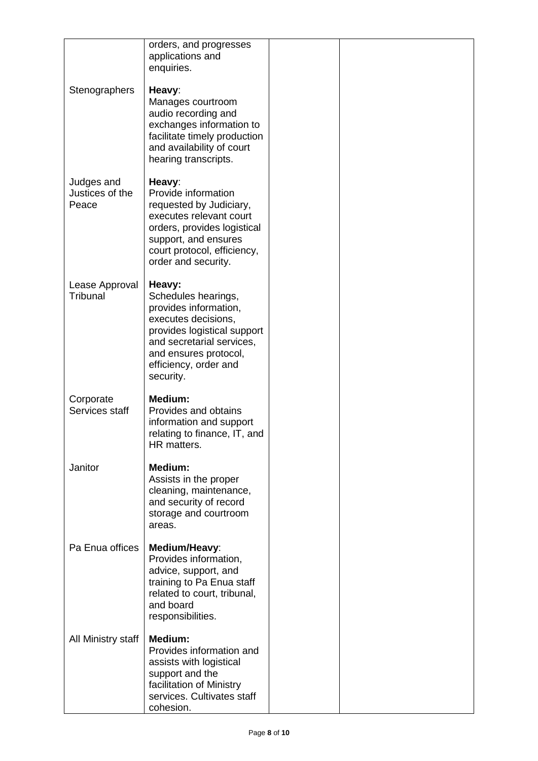| | | | |
|---|---|---|---|
| | orders, and progresses applications and enquiries. | | |
| Stenographers | **Heavy**: Manages courtroom audio recording and exchanges information to facilitate timely production and availability of court hearing transcripts. | | |
| Judges and Justices of the Peace | **Heavy**: Provide information requested by Judiciary, executes relevant court orders, provides logistical support, and ensures court protocol, efficiency, order and security. | | |
| Lease Approval Tribunal | **Heavy:** Schedules hearings, provides information, executes decisions, provides logistical support and secretarial services, and ensures protocol, efficiency, order and security. | | |
| Corporate Services staff | **Medium:** Provides and obtains information and support relating to finance, IT, and HR matters. | | |
| Janitor | **Medium:** Assists in the proper cleaning, maintenance, and security of record storage and courtroom areas. | | |
| Pa Enua offices | **Medium/Heavy**: Provides information, advice, support, and training to Pa Enua staff related to court, tribunal, and board responsibilities. | | |
| All Ministry staff | **Medium:** Provides information and assists with logistical support and the facilitation of Ministry services. Cultivates staff cohesion. | | |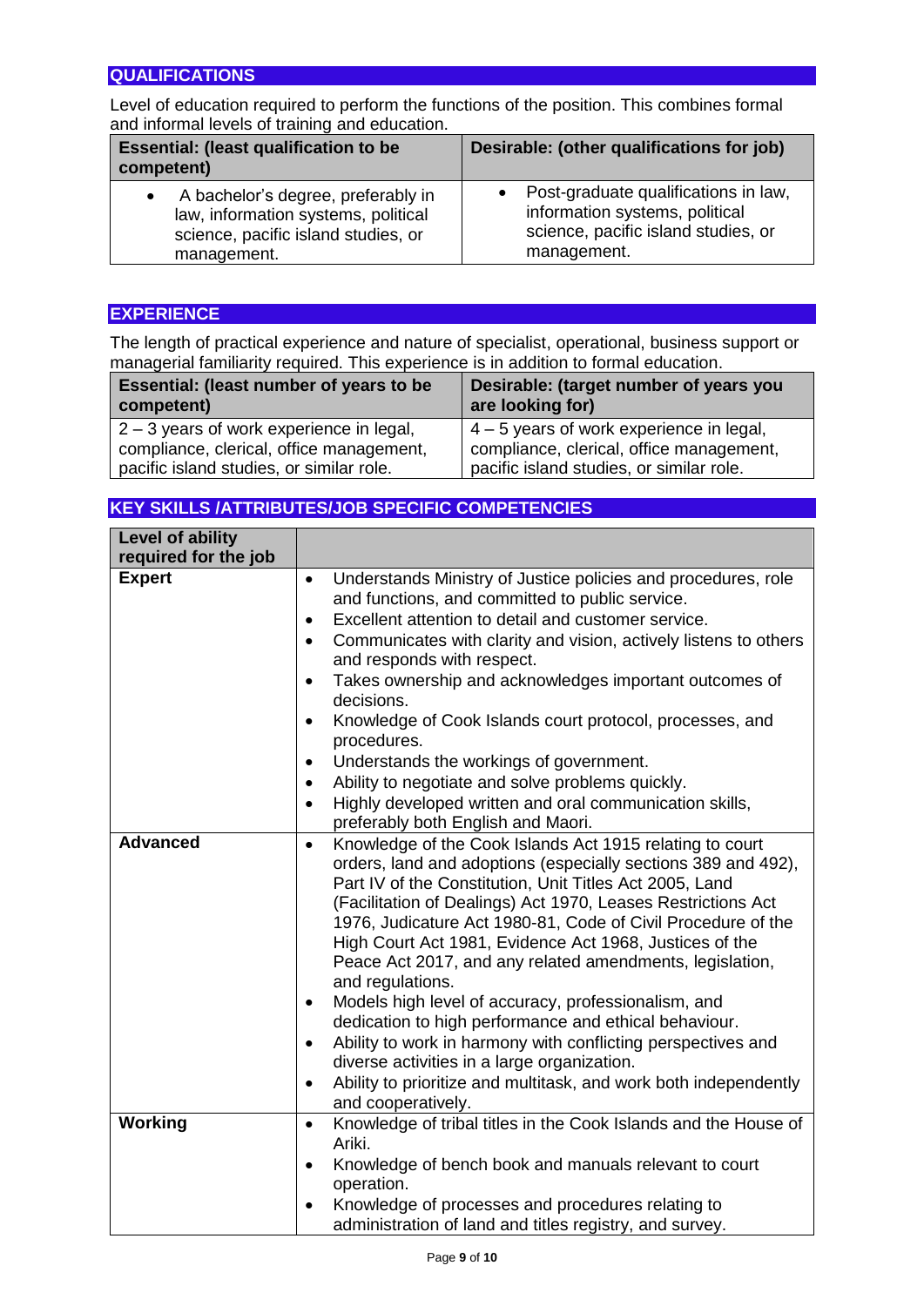## QUALIFICATIONS

Level of education required to perform the functions of the position. This combines formal and informal levels of training and education.

| Essential: (least qualification to be competent) | Desirable: (other qualifications for job) |
|---|---|
| • A bachelor's degree, preferably in law, information systems, political science, pacific island studies, or management. | • Post-graduate qualifications in law, information systems, political science, pacific island studies, or management. |

## EXPERIENCE

The length of practical experience and nature of specialist, operational, business support or managerial familiarity required. This experience is in addition to formal education.

| Essential: (least number of years to be competent) | Desirable: (target number of years you are looking for) |
|---|---|
| 2 – 3 years of work experience in legal, compliance, clerical, office management, pacific island studies, or similar role. | 4 – 5 years of work experience in legal, compliance, clerical, office management, pacific island studies, or similar role. |

## KEY SKILLS /ATTRIBUTES/JOB SPECIFIC COMPETENCIES

| Level of ability required for the job | |
|---|---|
| **Expert** | • Understands Ministry of Justice policies and procedures, role and functions, and committed to public service.<br>• Excellent attention to detail and customer service.<br>• Communicates with clarity and vision, actively listens to others and responds with respect.<br>• Takes ownership and acknowledges important outcomes of decisions.<br>• Knowledge of Cook Islands court protocol, processes, and procedures.<br>• Understands the workings of government.<br>• Ability to negotiate and solve problems quickly.<br>• Highly developed written and oral communication skills, preferably both English and Maori. |
| **Advanced** | • Knowledge of the Cook Islands Act 1915 relating to court orders, land and adoptions (especially sections 389 and 492), Part IV of the Constitution, Unit Titles Act 2005, Land (Facilitation of Dealings) Act 1970, Leases Restrictions Act 1976, Judicature Act 1980-81, Code of Civil Procedure of the High Court Act 1981, Evidence Act 1968, Justices of the Peace Act 2017, and any related amendments, legislation, and regulations.<br>• Models high level of accuracy, professionalism, and dedication to high performance and ethical behaviour.<br>• Ability to work in harmony with conflicting perspectives and diverse activities in a large organization.<br>• Ability to prioritize and multitask, and work both independently and cooperatively. |
| **Working** | • Knowledge of tribal titles in the Cook Islands and the House of Ariki.<br>• Knowledge of bench book and manuals relevant to court operation.<br>• Knowledge of processes and procedures relating to administration of land and titles registry, and survey. |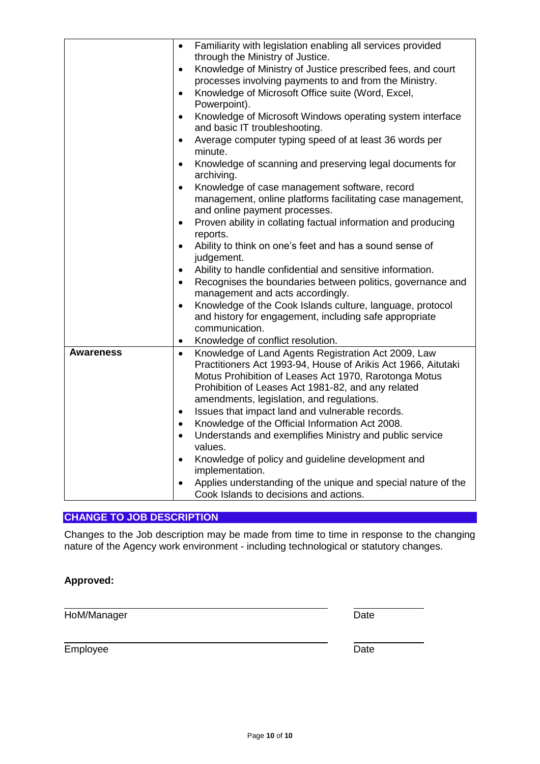| | |
|---|---|
| | • Familiarity with legislation enabling all services provided through the Ministry of Justice.<br>• Knowledge of Ministry of Justice prescribed fees, and court processes involving payments to and from the Ministry.<br>• Knowledge of Microsoft Office suite (Word, Excel, Powerpoint).<br>• Knowledge of Microsoft Windows operating system interface and basic IT troubleshooting.<br>• Average computer typing speed of at least 36 words per minute.<br>• Knowledge of scanning and preserving legal documents for archiving.<br>• Knowledge of case management software, record management, online platforms facilitating case management, and online payment processes.<br>• Proven ability in collating factual information and producing reports.<br>• Ability to think on one's feet and has a sound sense of judgement.<br>• Ability to handle confidential and sensitive information.<br>• Recognises the boundaries between politics, governance and management and acts accordingly.<br>• Knowledge of the Cook Islands culture, language, protocol and history for engagement, including safe appropriate communication.<br>• Knowledge of conflict resolution. |
| **Awareness** | • Knowledge of Land Agents Registration Act 2009, Law Practitioners Act 1993-94, House of Arikis Act 1966, Aitutaki Motus Prohibition of Leases Act 1970, Rarotonga Motus Prohibition of Leases Act 1981-82, and any related amendments, legislation, and regulations.<br>• Issues that impact land and vulnerable records.<br>• Knowledge of the Official Information Act 2008.<br>• Understands and exemplifies Ministry and public service values.<br>• Knowledge of policy and guideline development and implementation.<br>• Applies understanding of the unique and special nature of the Cook Islands to decisions and actions. |

## CHANGE TO JOB DESCRIPTION

Changes to the Job description may be made from time to time in response to the changing nature of the Agency work environment - including technological or statutory changes.

**Approved:**

HoM/Manager Date

Employee Date